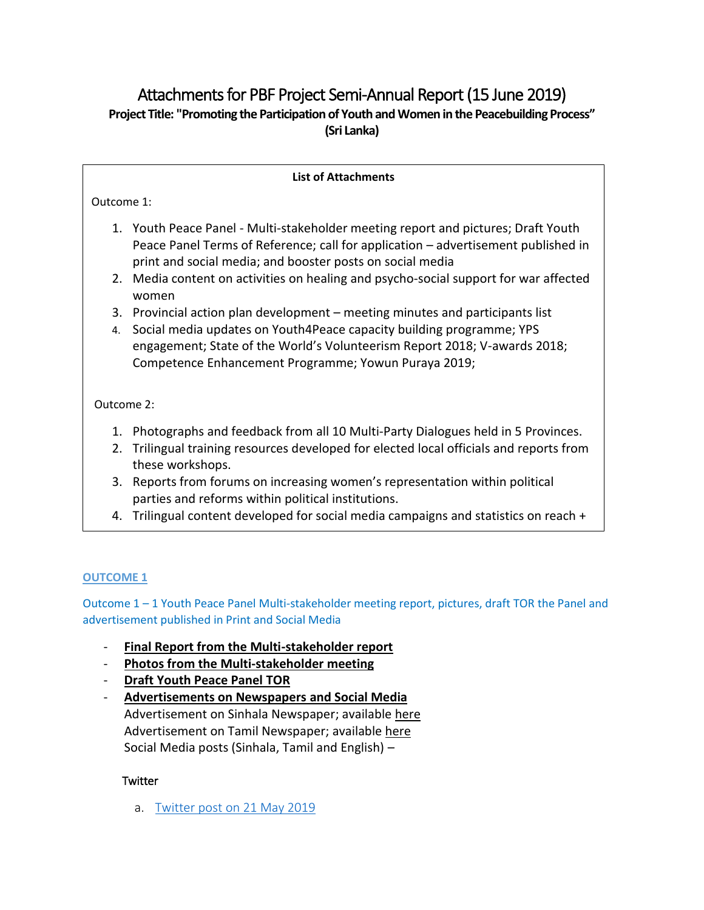# Attachments for PBF Project Semi-Annual Report (15 June 2019)

**Project Title: "Promoting the Participation of Youth and Women in the Peacebuilding Process" (Sri Lanka)**

**List of Attachments**

Outcome 1:

1. Youth Peace Panel - Multi-stakeholder meeting report and pictures; Draft Youth Peace Panel Terms of Reference; call for application – advertisement published in print and social media; and booster posts on social media
2. Media content on activities on healing and psycho-social support for war affected women
3. Provincial action plan development – meeting minutes and participants list
4. Social media updates on Youth4Peace capacity building programme; YPS engagement; State of the World's Volunteerism Report 2018; V-awards 2018; Competence Enhancement Programme; Yowun Puraya 2019;

Outcome 2:

1. Photographs and feedback from all 10 Multi-Party Dialogues held in 5 Provinces.
2. Trilingual training resources developed for elected local officials and reports from these workshops.
3. Reports from forums on increasing women's representation within political parties and reforms within political institutions.
4. Trilingual content developed for social media campaigns and statistics on reach +

## OUTCOME 1

### Outcome 1 – 1 Youth Peace Panel Multi-stakeholder meeting report, pictures, draft TOR the Panel and advertisement published in Print and Social Media

- **Final Report from the Multi-stakeholder report**
- **Photos from the Multi-stakeholder meeting**
- **Draft Youth Peace Panel TOR**
- **Advertisements on Newspapers and Social Media**
  Advertisement on Sinhala Newspaper; available here
  Advertisement on Tamil Newspaper; available here
  Social Media posts (Sinhala, Tamil and English) –

Twitter

a. Twitter post on 21 May 2019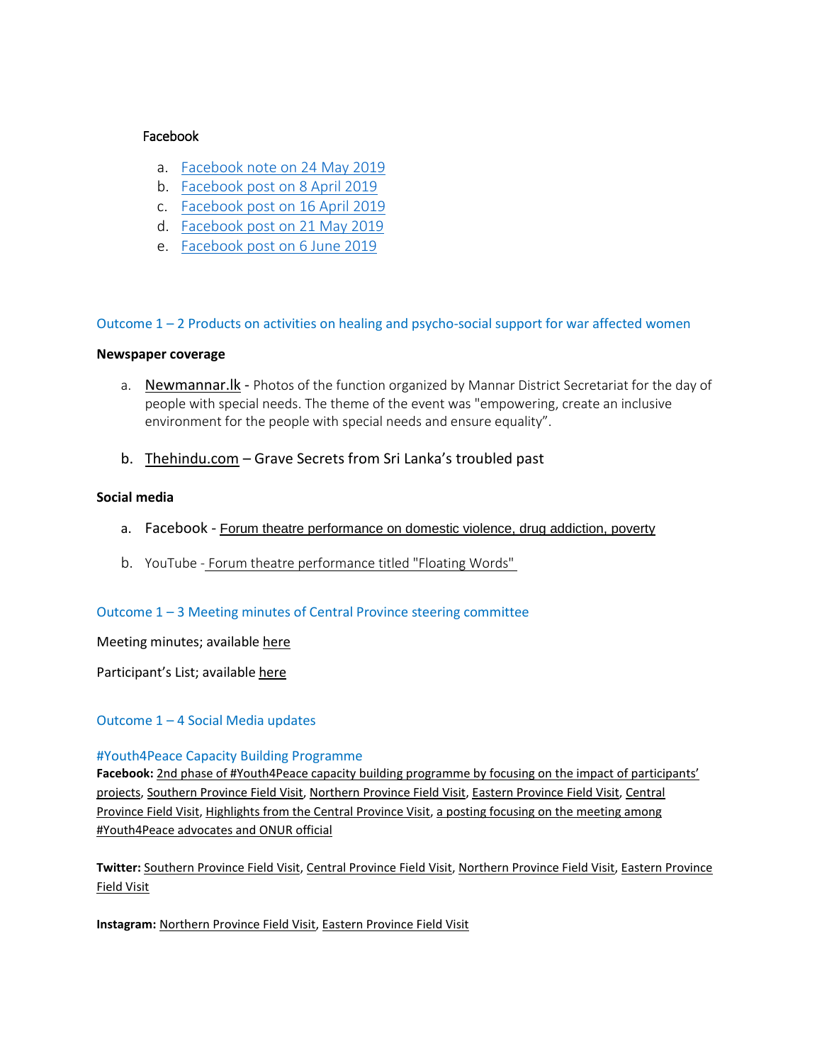Facebook

a. Facebook note on 24 May 2019
b. Facebook post on 8 April 2019
c. Facebook post on 16 April 2019
d. Facebook post on 21 May 2019
e. Facebook post on 6 June 2019

## Outcome 1 – 2 Products on activities on healing and psycho-social support for war affected women

**Newspaper coverage**

a. Newmannar.lk - Photos of the function organized by Mannar District Secretariat for the day of people with special needs. The theme of the event was "empowering, create an inclusive environment for the people with special needs and ensure equality".

b. Thehindu.com – Grave Secrets from Sri Lanka's troubled past

**Social media**

a. Facebook - Forum theatre performance on domestic violence, drug addiction, poverty

b. YouTube - Forum theatre performance titled "Floating Words"

## Outcome 1 – 3 Meeting minutes of Central Province steering committee

Meeting minutes; available here

Participant's List; available here

## Outcome 1 – 4 Social Media updates

### #Youth4Peace Capacity Building Programme

**Facebook:** 2nd phase of #Youth4Peace capacity building programme by focusing on the impact of participants' projects, Southern Province Field Visit, Northern Province Field Visit, Eastern Province Field Visit, Central Province Field Visit, Highlights from the Central Province Visit, a posting focusing on the meeting among #Youth4Peace advocates and ONUR official

**Twitter:** Southern Province Field Visit, Central Province Field Visit, Northern Province Field Visit, Eastern Province Field Visit

**Instagram:** Northern Province Field Visit, Eastern Province Field Visit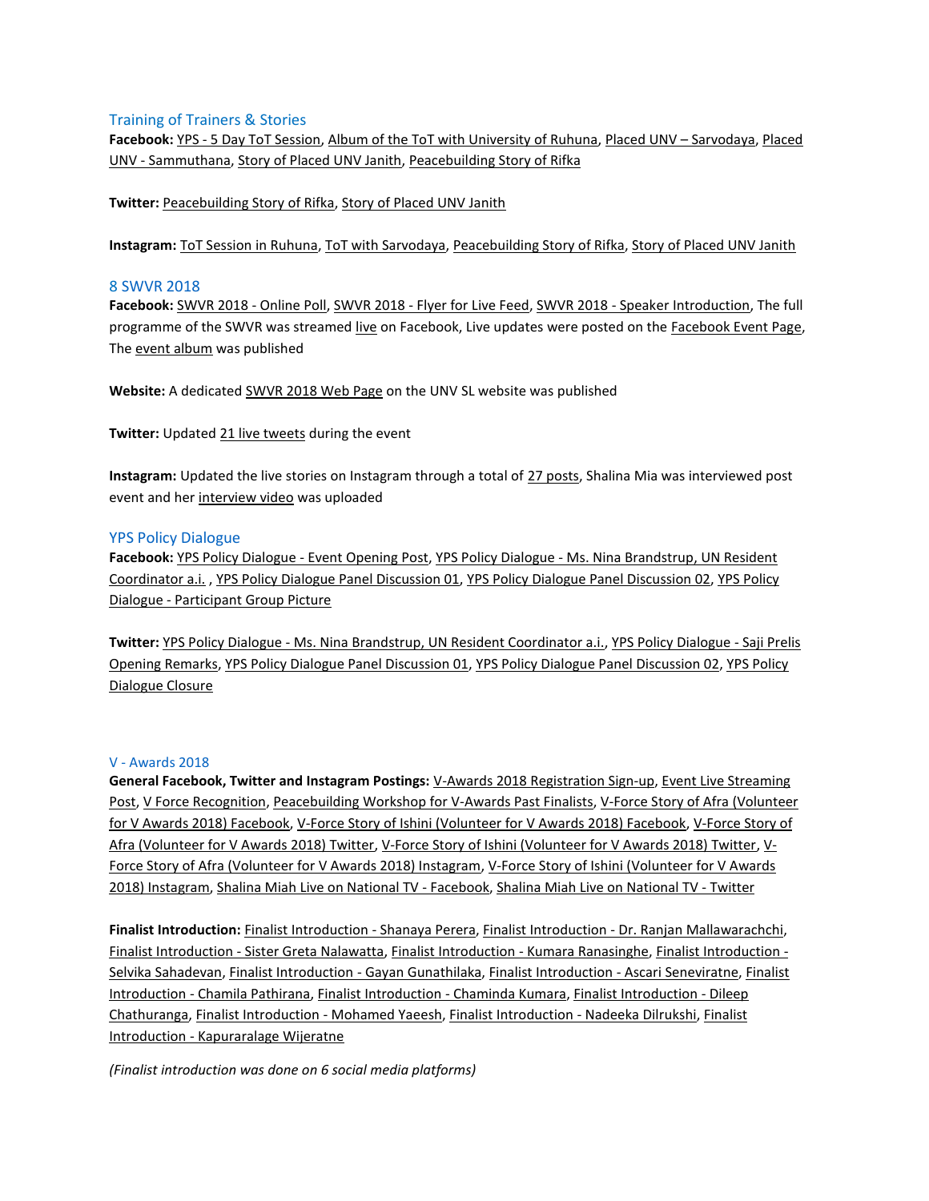### Training of Trainers & Stories

**Facebook:** YPS - 5 Day ToT Session, Album of the ToT with University of Ruhuna, Placed UNV – Sarvodaya, Placed UNV - Sammuthana, Story of Placed UNV Janith, Peacebuilding Story of Rifka

**Twitter:** Peacebuilding Story of Rifka, Story of Placed UNV Janith

**Instagram:** ToT Session in Ruhuna, ToT with Sarvodaya, Peacebuilding Story of Rifka, Story of Placed UNV Janith

### 8 SWVR 2018

**Facebook:** SWVR 2018 - Online Poll, SWVR 2018 - Flyer for Live Feed, SWVR 2018 - Speaker Introduction, The full programme of the SWVR was streamed live on Facebook, Live updates were posted on the Facebook Event Page, The event album was published

**Website:** A dedicated SWVR 2018 Web Page on the UNV SL website was published

**Twitter:** Updated 21 live tweets during the event

**Instagram:** Updated the live stories on Instagram through a total of 27 posts, Shalina Mia was interviewed post event and her interview video was uploaded

### YPS Policy Dialogue

**Facebook:** YPS Policy Dialogue - Event Opening Post, YPS Policy Dialogue - Ms. Nina Brandstrup, UN Resident Coordinator a.i. , YPS Policy Dialogue Panel Discussion 01, YPS Policy Dialogue Panel Discussion 02, YPS Policy Dialogue - Participant Group Picture

**Twitter:** YPS Policy Dialogue - Ms. Nina Brandstrup, UN Resident Coordinator a.i., YPS Policy Dialogue - Saji Prelis Opening Remarks, YPS Policy Dialogue Panel Discussion 01, YPS Policy Dialogue Panel Discussion 02, YPS Policy Dialogue Closure

### V - Awards 2018

**General Facebook, Twitter and Instagram Postings:** V-Awards 2018 Registration Sign-up, Event Live Streaming Post, V Force Recognition, Peacebuilding Workshop for V-Awards Past Finalists, V-Force Story of Afra (Volunteer for V Awards 2018) Facebook, V-Force Story of Ishini (Volunteer for V Awards 2018) Facebook, V-Force Story of Afra (Volunteer for V Awards 2018) Twitter, V-Force Story of Ishini (Volunteer for V Awards 2018) Twitter, V-Force Story of Afra (Volunteer for V Awards 2018) Instagram, V-Force Story of Ishini (Volunteer for V Awards 2018) Instagram, Shalina Miah Live on National TV - Facebook, Shalina Miah Live on National TV - Twitter

**Finalist Introduction:** Finalist Introduction - Shanaya Perera, Finalist Introduction - Dr. Ranjan Mallawarachchi, Finalist Introduction - Sister Greta Nalawatta, Finalist Introduction - Kumara Ranasinghe, Finalist Introduction - Selvika Sahadevan, Finalist Introduction - Gayan Gunathilaka, Finalist Introduction - Ascari Seneviratne, Finalist Introduction - Chamila Pathirana, Finalist Introduction - Chaminda Kumara, Finalist Introduction - Dileep Chathuranga, Finalist Introduction - Mohamed Yaeesh, Finalist Introduction - Nadeeka Dilrukshi, Finalist Introduction - Kapuraralage Wijeratne

*(Finalist introduction was done on 6 social media platforms)*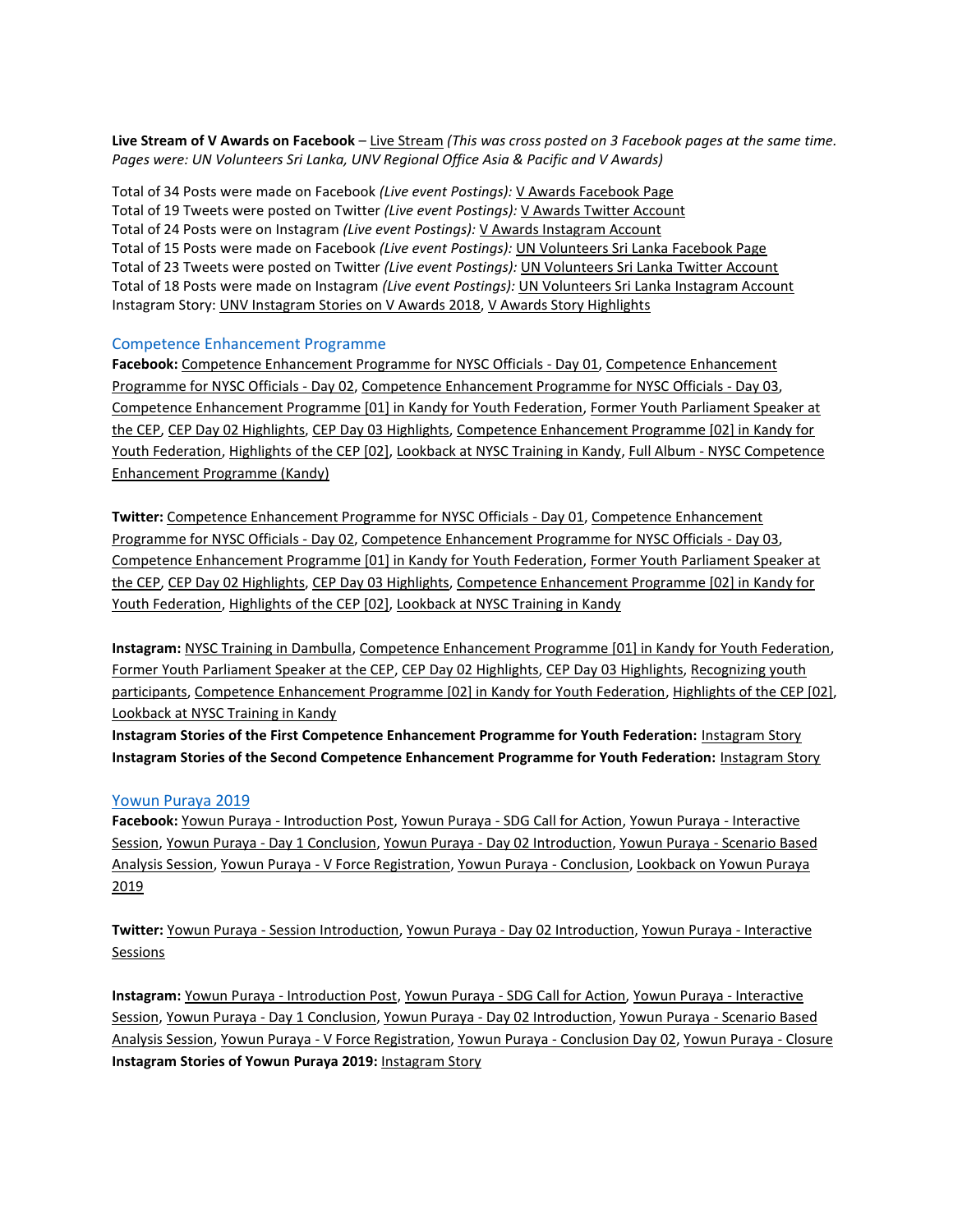**Live Stream of V Awards on Facebook** – Live Stream *(This was cross posted on 3 Facebook pages at the same time. Pages were: UN Volunteers Sri Lanka, UNV Regional Office Asia & Pacific and V Awards)*

Total of 34 Posts were made on Facebook *(Live event Postings):* V Awards Facebook Page
Total of 19 Tweets were posted on Twitter *(Live event Postings):* V Awards Twitter Account
Total of 24 Posts were on Instagram *(Live event Postings):* V Awards Instagram Account
Total of 15 Posts were made on Facebook *(Live event Postings):* UN Volunteers Sri Lanka Facebook Page
Total of 23 Tweets were posted on Twitter *(Live event Postings):* UN Volunteers Sri Lanka Twitter Account
Total of 18 Posts were made on Instagram *(Live event Postings):* UN Volunteers Sri Lanka Instagram Account
Instagram Story: UNV Instagram Stories on V Awards 2018, V Awards Story Highlights

## Competence Enhancement Programme

**Facebook:** Competence Enhancement Programme for NYSC Officials - Day 01, Competence Enhancement Programme for NYSC Officials - Day 02, Competence Enhancement Programme for NYSC Officials - Day 03, Competence Enhancement Programme [01] in Kandy for Youth Federation, Former Youth Parliament Speaker at the CEP, CEP Day 02 Highlights, CEP Day 03 Highlights, Competence Enhancement Programme [02] in Kandy for Youth Federation, Highlights of the CEP [02], Lookback at NYSC Training in Kandy, Full Album - NYSC Competence Enhancement Programme (Kandy)

**Twitter:** Competence Enhancement Programme for NYSC Officials - Day 01, Competence Enhancement Programme for NYSC Officials - Day 02, Competence Enhancement Programme for NYSC Officials - Day 03, Competence Enhancement Programme [01] in Kandy for Youth Federation, Former Youth Parliament Speaker at the CEP, CEP Day 02 Highlights, CEP Day 03 Highlights, Competence Enhancement Programme [02] in Kandy for Youth Federation, Highlights of the CEP [02], Lookback at NYSC Training in Kandy

**Instagram:** NYSC Training in Dambulla, Competence Enhancement Programme [01] in Kandy for Youth Federation, Former Youth Parliament Speaker at the CEP, CEP Day 02 Highlights, CEP Day 03 Highlights, Recognizing youth participants, Competence Enhancement Programme [02] in Kandy for Youth Federation, Highlights of the CEP [02], Lookback at NYSC Training in Kandy
**Instagram Stories of the First Competence Enhancement Programme for Youth Federation:** Instagram Story
**Instagram Stories of the Second Competence Enhancement Programme for Youth Federation:** Instagram Story

## Yowun Puraya 2019

**Facebook:** Yowun Puraya - Introduction Post, Yowun Puraya - SDG Call for Action, Yowun Puraya - Interactive Session, Yowun Puraya - Day 1 Conclusion, Yowun Puraya - Day 02 Introduction, Yowun Puraya - Scenario Based Analysis Session, Yowun Puraya - V Force Registration, Yowun Puraya - Conclusion, Lookback on Yowun Puraya 2019

**Twitter:** Yowun Puraya - Session Introduction, Yowun Puraya - Day 02 Introduction, Yowun Puraya - Interactive Sessions

**Instagram:** Yowun Puraya - Introduction Post, Yowun Puraya - SDG Call for Action, Yowun Puraya - Interactive Session, Yowun Puraya - Day 1 Conclusion, Yowun Puraya - Day 02 Introduction, Yowun Puraya - Scenario Based Analysis Session, Yowun Puraya - V Force Registration, Yowun Puraya - Conclusion Day 02, Yowun Puraya - Closure
**Instagram Stories of Yowun Puraya 2019:** Instagram Story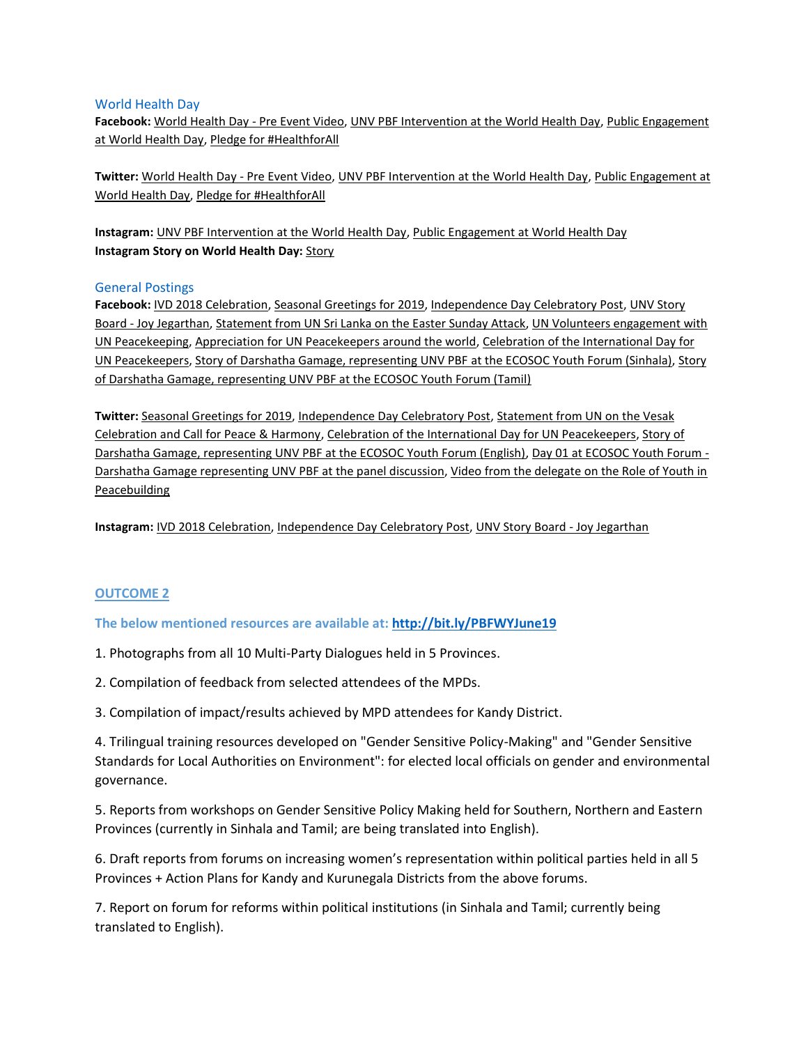### World Health Day

**Facebook:** World Health Day - Pre Event Video, UNV PBF Intervention at the World Health Day, Public Engagement at World Health Day, Pledge for #HealthforAll

**Twitter:** World Health Day - Pre Event Video, UNV PBF Intervention at the World Health Day, Public Engagement at World Health Day, Pledge for #HealthforAll

**Instagram:** UNV PBF Intervention at the World Health Day, Public Engagement at World Health Day
**Instagram Story on World Health Day:** Story

### General Postings

**Facebook:** IVD 2018 Celebration, Seasonal Greetings for 2019, Independence Day Celebratory Post, UNV Story Board - Joy Jegarthan, Statement from UN Sri Lanka on the Easter Sunday Attack, UN Volunteers engagement with UN Peacekeeping, Appreciation for UN Peacekeepers around the world, Celebration of the International Day for UN Peacekeepers, Story of Darshatha Gamage, representing UNV PBF at the ECOSOC Youth Forum (Sinhala), Story of Darshatha Gamage, representing UNV PBF at the ECOSOC Youth Forum (Tamil)

**Twitter:** Seasonal Greetings for 2019, Independence Day Celebratory Post, Statement from UN on the Vesak Celebration and Call for Peace & Harmony, Celebration of the International Day for UN Peacekeepers, Story of Darshatha Gamage, representing UNV PBF at the ECOSOC Youth Forum (English), Day 01 at ECOSOC Youth Forum - Darshatha Gamage representing UNV PBF at the panel discussion, Video from the delegate on the Role of Youth in Peacebuilding

**Instagram:** IVD 2018 Celebration, Independence Day Celebratory Post, UNV Story Board - Joy Jegarthan

## OUTCOME 2

**The below mentioned resources are available at: http://bit.ly/PBFWYJune19**

1. Photographs from all 10 Multi-Party Dialogues held in 5 Provinces.

2. Compilation of feedback from selected attendees of the MPDs.

3. Compilation of impact/results achieved by MPD attendees for Kandy District.

4. Trilingual training resources developed on "Gender Sensitive Policy-Making" and "Gender Sensitive Standards for Local Authorities on Environment": for elected local officials on gender and environmental governance.

5. Reports from workshops on Gender Sensitive Policy Making held for Southern, Northern and Eastern Provinces (currently in Sinhala and Tamil; are being translated into English).

6. Draft reports from forums on increasing women's representation within political parties held in all 5 Provinces + Action Plans for Kandy and Kurunegala Districts from the above forums.

7. Report on forum for reforms within political institutions (in Sinhala and Tamil; currently being translated to English).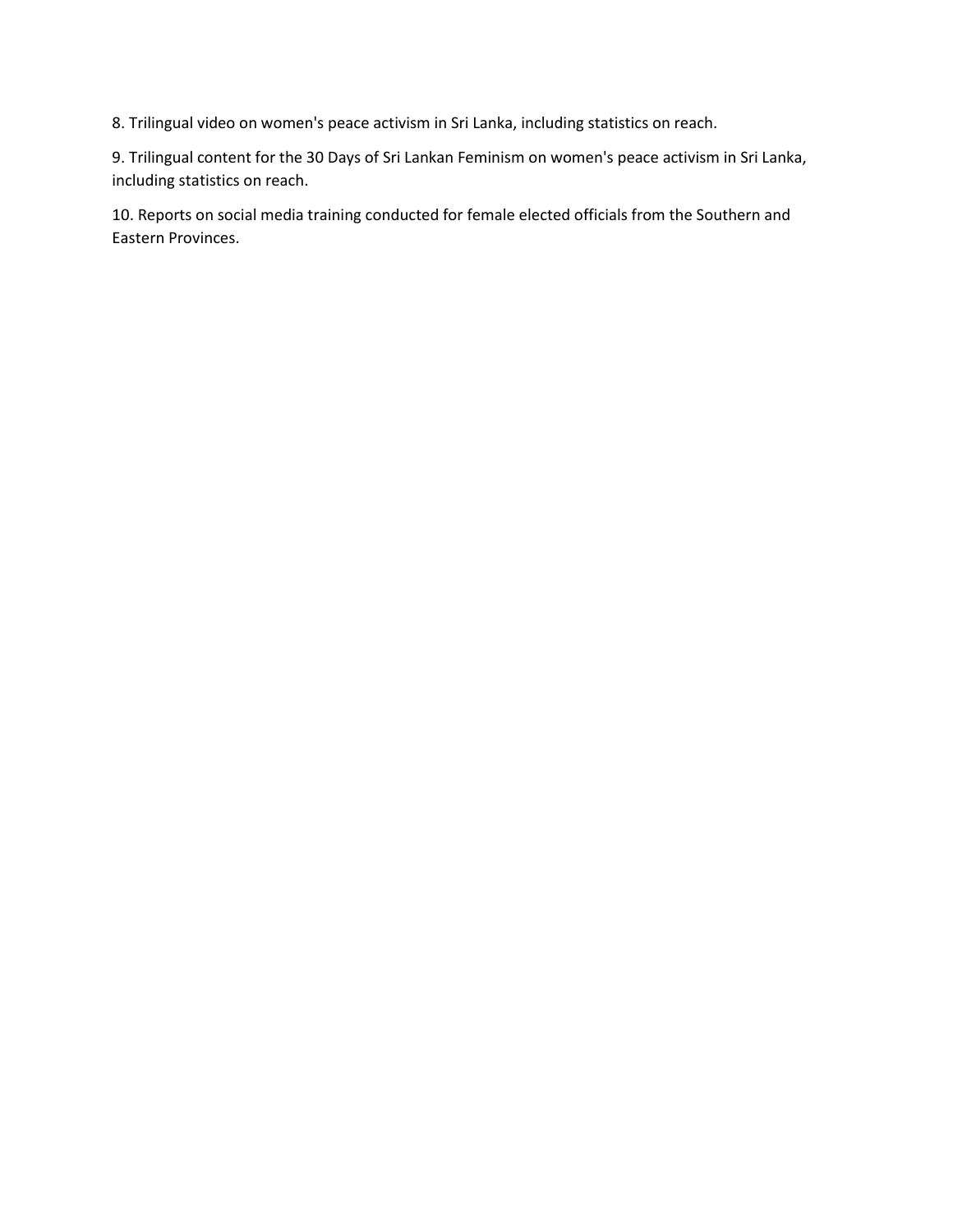8. Trilingual video on women's peace activism in Sri Lanka, including statistics on reach.

9. Trilingual content for the 30 Days of Sri Lankan Feminism on women's peace activism in Sri Lanka, including statistics on reach.

10. Reports on social media training conducted for female elected officials from the Southern and Eastern Provinces.